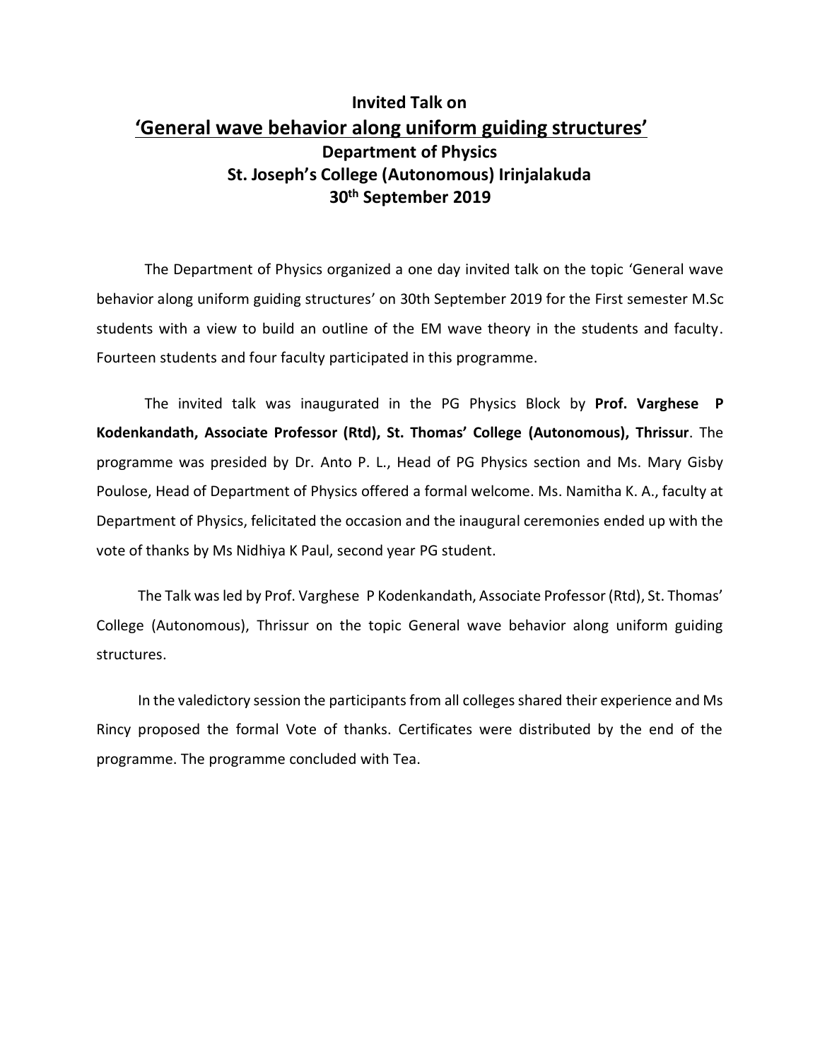**Invited Talk on**

# 'General wave behavior along uniform guiding structures'

**Department of Physics**

**St. Joseph's College (Autonomous) Irinjalakuda**

**30th September 2019**

The Department of Physics organized a one day invited talk on the topic 'General wave behavior along uniform guiding structures' on 30th September 2019 for the First semester M.Sc students with a view to build an outline of the EM wave theory in the students and faculty. Fourteen students and four faculty participated in this programme.

The invited talk was inaugurated in the PG Physics Block by **Prof. Varghese P Kodenkandath, Associate Professor (Rtd), St. Thomas' College (Autonomous), Thrissur**. The programme was presided by Dr. Anto P. L., Head of PG Physics section and Ms. Mary Gisby Poulose, Head of Department of Physics offered a formal welcome. Ms. Namitha K. A., faculty at Department of Physics, felicitated the occasion and the inaugural ceremonies ended up with the vote of thanks by Ms Nidhiya K Paul, second year PG student.

The Talk was led by Prof. Varghese P Kodenkandath, Associate Professor (Rtd), St. Thomas' College (Autonomous), Thrissur on the topic General wave behavior along uniform guiding structures.

In the valedictory session the participants from all colleges shared their experience and Ms Rincy proposed the formal Vote of thanks. Certificates were distributed by the end of the programme. The programme concluded with Tea.